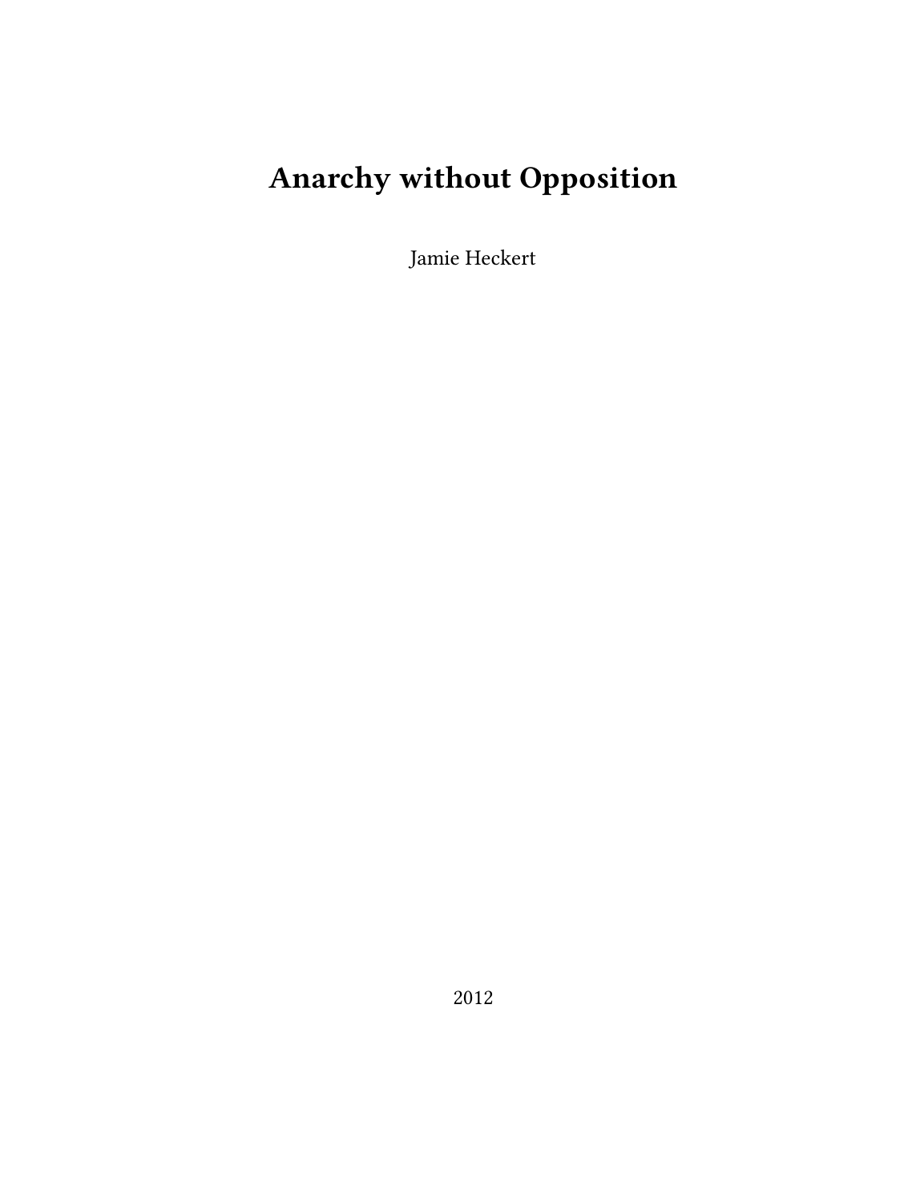# Anarchy without Opposition

Jamie Heckert

2012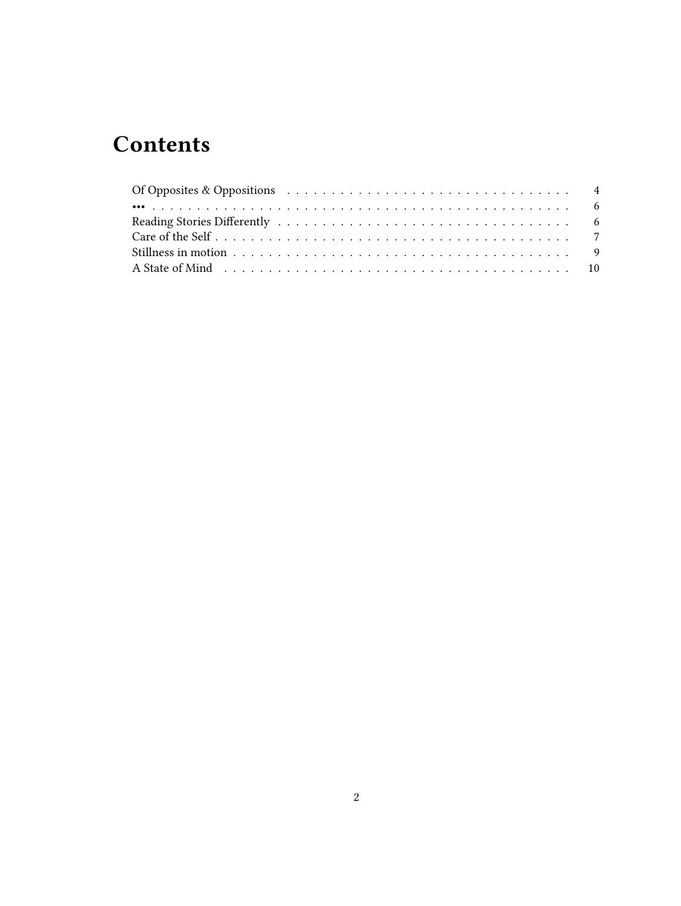# Contents

- Of Opposites & Oppositions . . . . . 4
- ••• . . . . . 6
- Reading Stories Differently . . . . . 6
- Care of the Self . . . . . 7
- Stillness in motion . . . . . 9
- A State of Mind . . . . . 10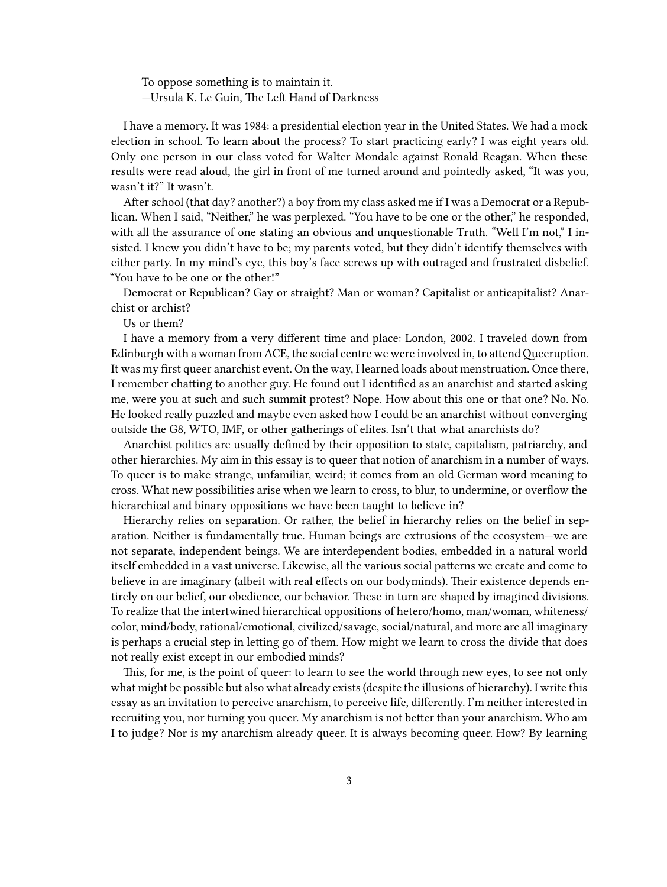> To oppose something is to maintain it.
> —Ursula K. Le Guin, The Left Hand of Darkness

I have a memory. It was 1984: a presidential election year in the United States. We had a mock election in school. To learn about the process? To start practicing early? I was eight years old. Only one person in our class voted for Walter Mondale against Ronald Reagan. When these results were read aloud, the girl in front of me turned around and pointedly asked, "It was you, wasn't it?" It wasn't.

After school (that day? another?) a boy from my class asked me if I was a Democrat or a Republican. When I said, "Neither," he was perplexed. "You have to be one or the other," he responded, with all the assurance of one stating an obvious and unquestionable Truth. "Well I'm not," I insisted. I knew you didn't have to be; my parents voted, but they didn't identify themselves with either party. In my mind's eye, this boy's face screws up with outraged and frustrated disbelief. "You have to be one or the other!"

Democrat or Republican? Gay or straight? Man or woman? Capitalist or anticapitalist? Anarchist or archist?

Us or them?

I have a memory from a very different time and place: London, 2002. I traveled down from Edinburgh with a woman from ACE, the social centre we were involved in, to attend Queeruption. It was my first queer anarchist event. On the way, I learned loads about menstruation. Once there, I remember chatting to another guy. He found out I identified as an anarchist and started asking me, were you at such and such summit protest? Nope. How about this one or that one? No. No. He looked really puzzled and maybe even asked how I could be an anarchist without converging outside the G8, WTO, IMF, or other gatherings of elites. Isn't that what anarchists do?

Anarchist politics are usually defined by their opposition to state, capitalism, patriarchy, and other hierarchies. My aim in this essay is to queer that notion of anarchism in a number of ways. To queer is to make strange, unfamiliar, weird; it comes from an old German word meaning to cross. What new possibilities arise when we learn to cross, to blur, to undermine, or overflow the hierarchical and binary oppositions we have been taught to believe in?

Hierarchy relies on separation. Or rather, the belief in hierarchy relies on the belief in separation. Neither is fundamentally true. Human beings are extrusions of the ecosystem—we are not separate, independent beings. We are interdependent bodies, embedded in a natural world itself embedded in a vast universe. Likewise, all the various social patterns we create and come to believe in are imaginary (albeit with real effects on our bodyminds). Their existence depends entirely on our belief, our obedience, our behavior. These in turn are shaped by imagined divisions. To realize that the intertwined hierarchical oppositions of hetero/homo, man/woman, whiteness/color, mind/body, rational/emotional, civilized/savage, social/natural, and more are all imaginary is perhaps a crucial step in letting go of them. How might we learn to cross the divide that does not really exist except in our embodied minds?

This, for me, is the point of queer: to learn to see the world through new eyes, to see not only what might be possible but also what already exists (despite the illusions of hierarchy). I write this essay as an invitation to perceive anarchism, to perceive life, differently. I'm neither interested in recruiting you, nor turning you queer. My anarchism is not better than your anarchism. Who am I to judge? Nor is my anarchism already queer. It is always becoming queer. How? By learning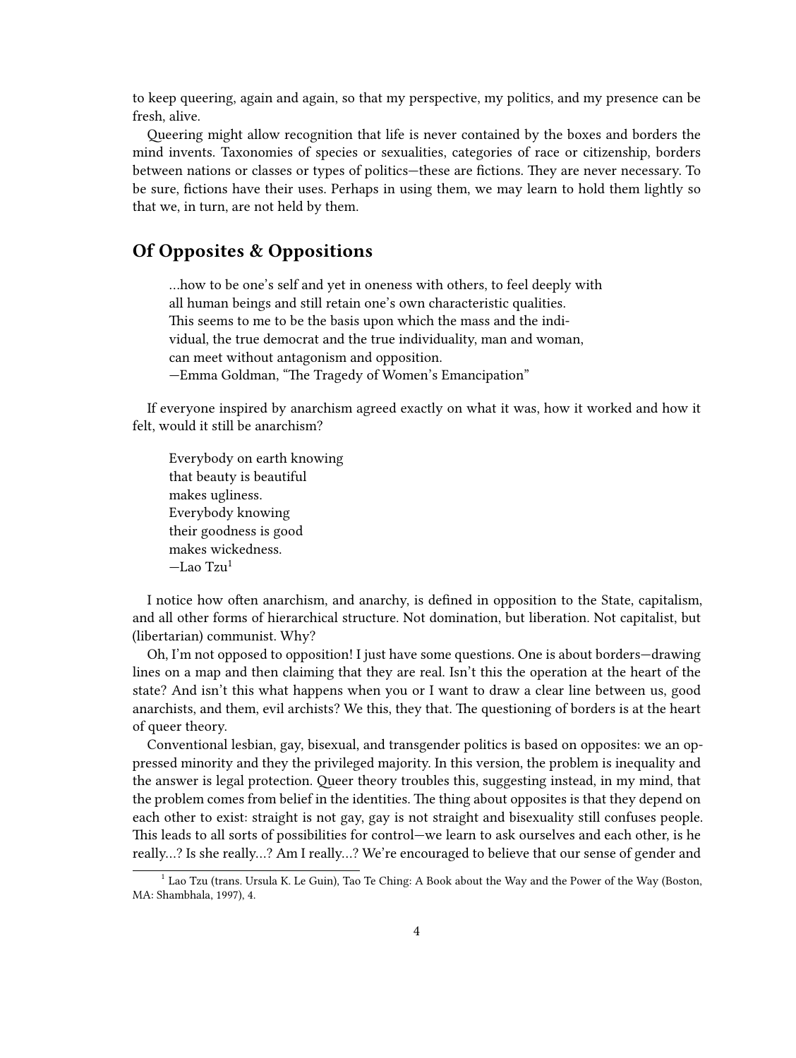to keep queering, again and again, so that my perspective, my politics, and my presence can be fresh, alive.

Queering might allow recognition that life is never contained by the boxes and borders the mind invents. Taxonomies of species or sexualities, categories of race or citizenship, borders between nations or classes or types of politics—these are fictions. They are never necessary. To be sure, fictions have their uses. Perhaps in using them, we may learn to hold them lightly so that we, in turn, are not held by them.

## Of Opposites & Oppositions

> …how to be one's self and yet in oneness with others, to feel deeply with all human beings and still retain one's own characteristic qualities. This seems to me to be the basis upon which the mass and the individual, the true democrat and the true individuality, man and woman, can meet without antagonism and opposition.
> —Emma Goldman, "The Tragedy of Women's Emancipation"

If everyone inspired by anarchism agreed exactly on what it was, how it worked and how it felt, would it still be anarchism?

> Everybody on earth knowing
> that beauty is beautiful
> makes ugliness.
> Everybody knowing
> their goodness is good
> makes wickedness.
> —Lao Tzu[1]

I notice how often anarchism, and anarchy, is defined in opposition to the State, capitalism, and all other forms of hierarchical structure. Not domination, but liberation. Not capitalist, but (libertarian) communist. Why?

Oh, I'm not opposed to opposition! I just have some questions. One is about borders—drawing lines on a map and then claiming that they are real. Isn't this the operation at the heart of the state? And isn't this what happens when you or I want to draw a clear line between us, good anarchists, and them, evil archists? We this, they that. The questioning of borders is at the heart of queer theory.

Conventional lesbian, gay, bisexual, and transgender politics is based on opposites: we an oppressed minority and they the privileged majority. In this version, the problem is inequality and the answer is legal protection. Queer theory troubles this, suggesting instead, in my mind, that the problem comes from belief in the identities. The thing about opposites is that they depend on each other to exist: straight is not gay, gay is not straight and bisexuality still confuses people. This leads to all sorts of possibilities for control—we learn to ask ourselves and each other, is he really…? Is she really…? Am I really…? We're encouraged to believe that our sense of gender and

[1] Lao Tzu (trans. Ursula K. Le Guin), Tao Te Ching: A Book about the Way and the Power of the Way (Boston, MA: Shambhala, 1997), 4.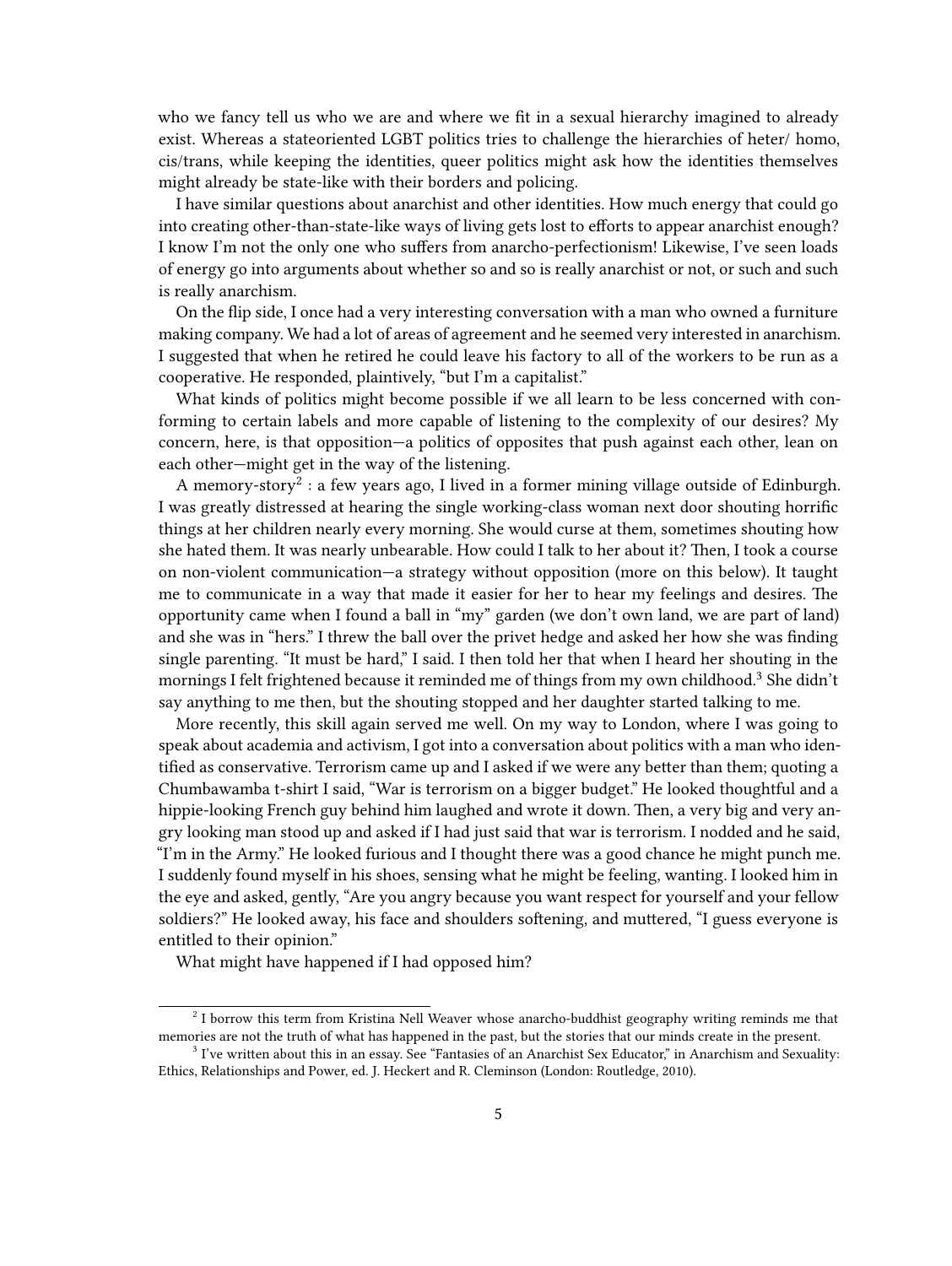who we fancy tell us who we are and where we fit in a sexual hierarchy imagined to already exist. Whereas a stateoriented LGBT politics tries to challenge the hierarchies of heter/ homo, cis/trans, while keeping the identities, queer politics might ask how the identities themselves might already be state-like with their borders and policing.

I have similar questions about anarchist and other identities. How much energy that could go into creating other-than-state-like ways of living gets lost to efforts to appear anarchist enough? I know I'm not the only one who suffers from anarcho-perfectionism! Likewise, I've seen loads of energy go into arguments about whether so and so is really anarchist or not, or such and such is really anarchism.

On the flip side, I once had a very interesting conversation with a man who owned a furniture making company. We had a lot of areas of agreement and he seemed very interested in anarchism. I suggested that when he retired he could leave his factory to all of the workers to be run as a cooperative. He responded, plaintively, "but I'm a capitalist."

What kinds of politics might become possible if we all learn to be less concerned with conforming to certain labels and more capable of listening to the complexity of our desires? My concern, here, is that opposition—a politics of opposites that push against each other, lean on each other—might get in the way of the listening.

A memory-story[2] : a few years ago, I lived in a former mining village outside of Edinburgh. I was greatly distressed at hearing the single working-class woman next door shouting horrific things at her children nearly every morning. She would curse at them, sometimes shouting how she hated them. It was nearly unbearable. How could I talk to her about it? Then, I took a course on non-violent communication—a strategy without opposition (more on this below). It taught me to communicate in a way that made it easier for her to hear my feelings and desires. The opportunity came when I found a ball in "my" garden (we don't own land, we are part of land) and she was in "hers." I threw the ball over the privet hedge and asked her how she was finding single parenting. "It must be hard," I said. I then told her that when I heard her shouting in the mornings I felt frightened because it reminded me of things from my own childhood.[3] She didn't say anything to me then, but the shouting stopped and her daughter started talking to me.

More recently, this skill again served me well. On my way to London, where I was going to speak about academia and activism, I got into a conversation about politics with a man who identified as conservative. Terrorism came up and I asked if we were any better than them; quoting a Chumbawamba t-shirt I said, "War is terrorism on a bigger budget." He looked thoughtful and a hippie-looking French guy behind him laughed and wrote it down. Then, a very big and very angry looking man stood up and asked if I had just said that war is terrorism. I nodded and he said, "I'm in the Army." He looked furious and I thought there was a good chance he might punch me. I suddenly found myself in his shoes, sensing what he might be feeling, wanting. I looked him in the eye and asked, gently, "Are you angry because you want respect for yourself and your fellow soldiers?" He looked away, his face and shoulders softening, and muttered, "I guess everyone is entitled to their opinion."

What might have happened if I had opposed him?

---

[2] I borrow this term from Kristina Nell Weaver whose anarcho-buddhist geography writing reminds me that memories are not the truth of what has happened in the past, but the stories that our minds create in the present.

[3] I've written about this in an essay. See "Fantasies of an Anarchist Sex Educator," in Anarchism and Sexuality: Ethics, Relationships and Power, ed. J. Heckert and R. Cleminson (London: Routledge, 2010).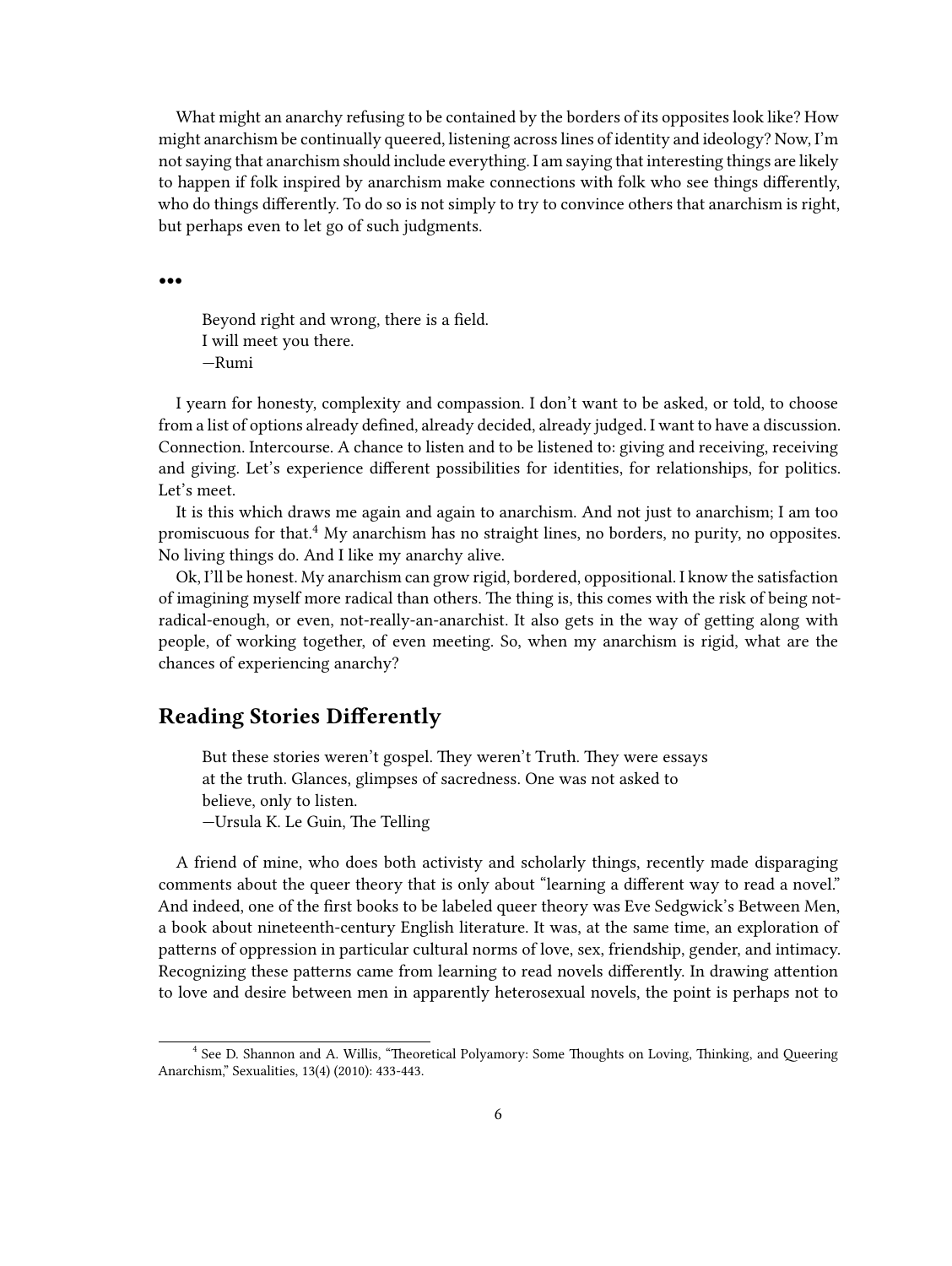What might an anarchy refusing to be contained by the borders of its opposites look like? How might anarchism be continually queered, listening across lines of identity and ideology? Now, I'm not saying that anarchism should include everything. I am saying that interesting things are likely to happen if folk inspired by anarchism make connections with folk who see things differently, who do things differently. To do so is not simply to try to convince others that anarchism is right, but perhaps even to let go of such judgments.

•••

> Beyond right and wrong, there is a field.
> I will meet you there.
> —Rumi

I yearn for honesty, complexity and compassion. I don't want to be asked, or told, to choose from a list of options already defined, already decided, already judged. I want to have a discussion. Connection. Intercourse. A chance to listen and to be listened to: giving and receiving, receiving and giving. Let's experience different possibilities for identities, for relationships, for politics. Let's meet.

It is this which draws me again and again to anarchism. And not just to anarchism; I am too promiscuous for that.[4] My anarchism has no straight lines, no borders, no purity, no opposites. No living things do. And I like my anarchy alive.

Ok, I'll be honest. My anarchism can grow rigid, bordered, oppositional. I know the satisfaction of imagining myself more radical than others. The thing is, this comes with the risk of being not-radical-enough, or even, not-really-an-anarchist. It also gets in the way of getting along with people, of working together, of even meeting. So, when my anarchism is rigid, what are the chances of experiencing anarchy?

## Reading Stories Differently

> But these stories weren't gospel. They weren't Truth. They were essays at the truth. Glances, glimpses of sacredness. One was not asked to believe, only to listen.
> —Ursula K. Le Guin, The Telling

A friend of mine, who does both activisty and scholarly things, recently made disparaging comments about the queer theory that is only about "learning a different way to read a novel." And indeed, one of the first books to be labeled queer theory was Eve Sedgwick's Between Men, a book about nineteenth-century English literature. It was, at the same time, an exploration of patterns of oppression in particular cultural norms of love, sex, friendship, gender, and intimacy. Recognizing these patterns came from learning to read novels differently. In drawing attention to love and desire between men in apparently heterosexual novels, the point is perhaps not to

[4] See D. Shannon and A. Willis, "Theoretical Polyamory: Some Thoughts on Loving, Thinking, and Queering Anarchism," Sexualities, 13(4) (2010): 433-443.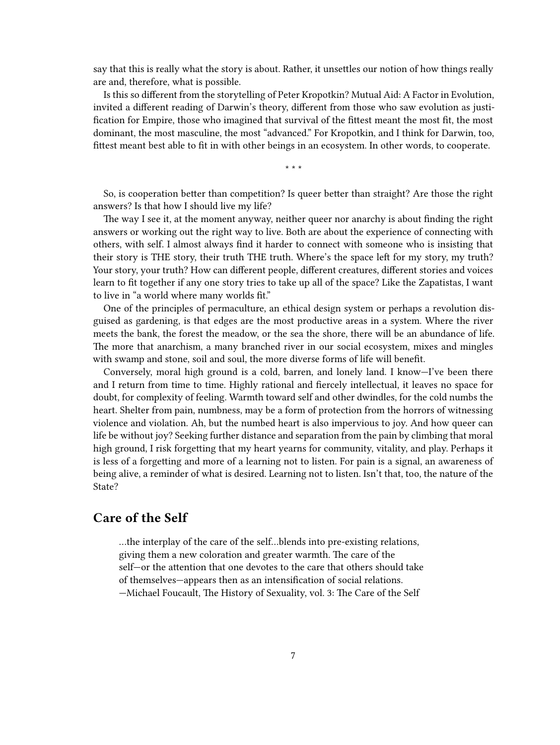say that this is really what the story is about. Rather, it unsettles our notion of how things really are and, therefore, what is possible.

Is this so different from the storytelling of Peter Kropotkin? Mutual Aid: A Factor in Evolution, invited a different reading of Darwin's theory, different from those who saw evolution as justification for Empire, those who imagined that survival of the fittest meant the most fit, the most dominant, the most masculine, the most "advanced." For Kropotkin, and I think for Darwin, too, fittest meant best able to fit in with other beings in an ecosystem. In other words, to cooperate.

* * *

So, is cooperation better than competition? Is queer better than straight? Are those the right answers? Is that how I should live my life?

The way I see it, at the moment anyway, neither queer nor anarchy is about finding the right answers or working out the right way to live. Both are about the experience of connecting with others, with self. I almost always find it harder to connect with someone who is insisting that their story is THE story, their truth THE truth. Where's the space left for my story, my truth? Your story, your truth? How can different people, different creatures, different stories and voices learn to fit together if any one story tries to take up all of the space? Like the Zapatistas, I want to live in "a world where many worlds fit."

One of the principles of permaculture, an ethical design system or perhaps a revolution disguised as gardening, is that edges are the most productive areas in a system. Where the river meets the bank, the forest the meadow, or the sea the shore, there will be an abundance of life. The more that anarchism, a many branched river in our social ecosystem, mixes and mingles with swamp and stone, soil and soul, the more diverse forms of life will benefit.

Conversely, moral high ground is a cold, barren, and lonely land. I know—I've been there and I return from time to time. Highly rational and fiercely intellectual, it leaves no space for doubt, for complexity of feeling. Warmth toward self and other dwindles, for the cold numbs the heart. Shelter from pain, numbness, may be a form of protection from the horrors of witnessing violence and violation. Ah, but the numbed heart is also impervious to joy. And how queer can life be without joy? Seeking further distance and separation from the pain by climbing that moral high ground, I risk forgetting that my heart yearns for community, vitality, and play. Perhaps it is less of a forgetting and more of a learning not to listen. For pain is a signal, an awareness of being alive, a reminder of what is desired. Learning not to listen. Isn't that, too, the nature of the State?

## Care of the Self

> …the interplay of the care of the self…blends into pre-existing relations, giving them a new coloration and greater warmth. The care of the self—or the attention that one devotes to the care that others should take of themselves—appears then as an intensification of social relations.
> —Michael Foucault, The History of Sexuality, vol. 3: The Care of the Self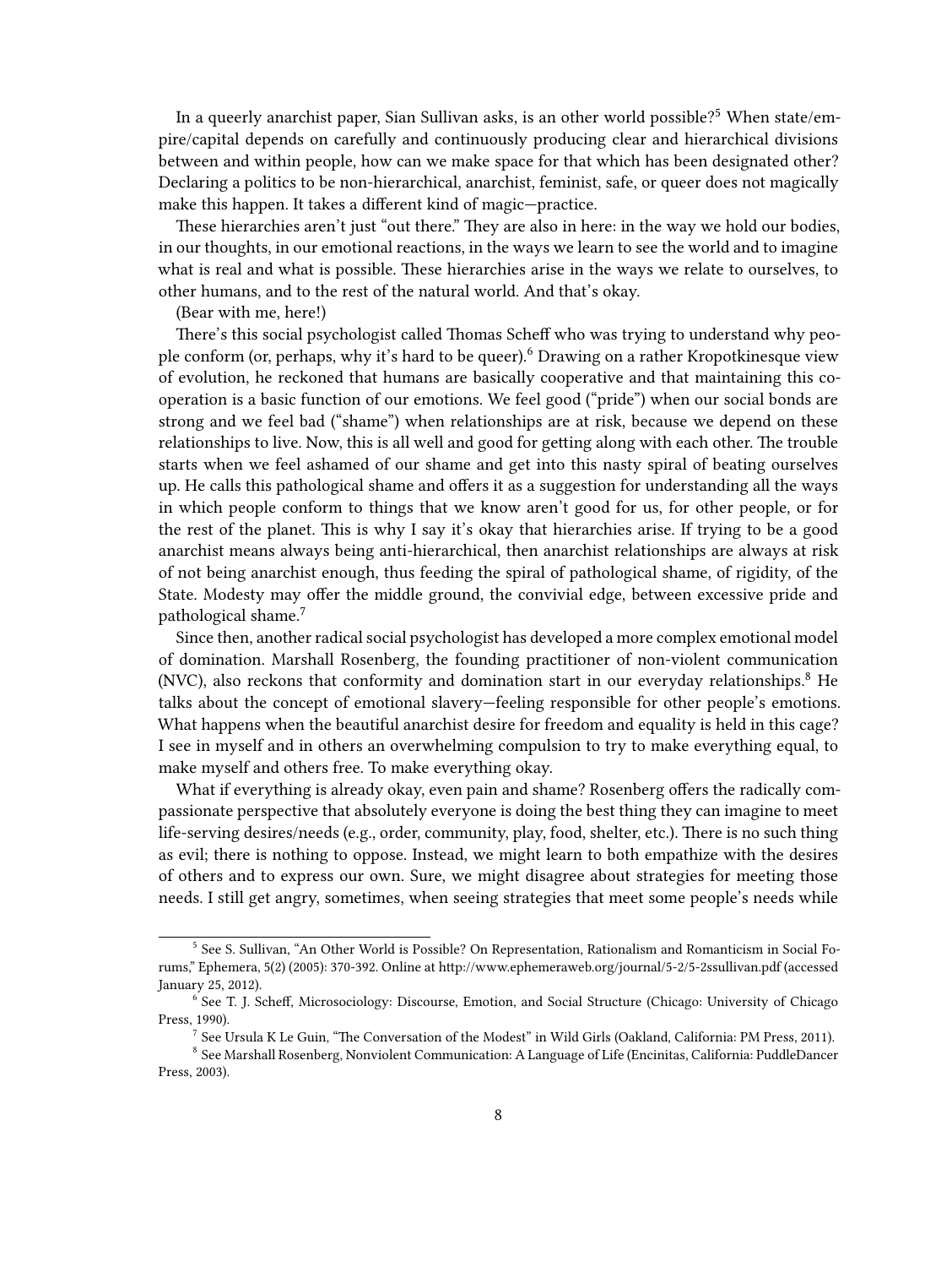In a queerly anarchist paper, Sian Sullivan asks, is an other world possible?[5] When state/empire/capital depends on carefully and continuously producing clear and hierarchical divisions between and within people, how can we make space for that which has been designated other? Declaring a politics to be non-hierarchical, anarchist, feminist, safe, or queer does not magically make this happen. It takes a different kind of magic—practice.

These hierarchies aren't just "out there." They are also in here: in the way we hold our bodies, in our thoughts, in our emotional reactions, in the ways we learn to see the world and to imagine what is real and what is possible. These hierarchies arise in the ways we relate to ourselves, to other humans, and to the rest of the natural world. And that's okay.

(Bear with me, here!)

There's this social psychologist called Thomas Scheff who was trying to understand why people conform (or, perhaps, why it's hard to be queer).[6] Drawing on a rather Kropotkinesque view of evolution, he reckoned that humans are basically cooperative and that maintaining this cooperation is a basic function of our emotions. We feel good ("pride") when our social bonds are strong and we feel bad ("shame") when relationships are at risk, because we depend on these relationships to live. Now, this is all well and good for getting along with each other. The trouble starts when we feel ashamed of our shame and get into this nasty spiral of beating ourselves up. He calls this pathological shame and offers it as a suggestion for understanding all the ways in which people conform to things that we know aren't good for us, for other people, or for the rest of the planet. This is why I say it's okay that hierarchies arise. If trying to be a good anarchist means always being anti-hierarchical, then anarchist relationships are always at risk of not being anarchist enough, thus feeding the spiral of pathological shame, of rigidity, of the State. Modesty may offer the middle ground, the convivial edge, between excessive pride and pathological shame.[7]

Since then, another radical social psychologist has developed a more complex emotional model of domination. Marshall Rosenberg, the founding practitioner of non-violent communication (NVC), also reckons that conformity and domination start in our everyday relationships.[8] He talks about the concept of emotional slavery—feeling responsible for other people's emotions. What happens when the beautiful anarchist desire for freedom and equality is held in this cage? I see in myself and in others an overwhelming compulsion to try to make everything equal, to make myself and others free. To make everything okay.

What if everything is already okay, even pain and shame? Rosenberg offers the radically compassionate perspective that absolutely everyone is doing the best thing they can imagine to meet life-serving desires/needs (e.g., order, community, play, food, shelter, etc.). There is no such thing as evil; there is nothing to oppose. Instead, we might learn to both empathize with the desires of others and to express our own. Sure, we might disagree about strategies for meeting those needs. I still get angry, sometimes, when seeing strategies that meet some people's needs while

---

[5] See S. Sullivan, "An Other World is Possible? On Representation, Rationalism and Romanticism in Social Forums," Ephemera, 5(2) (2005): 370-392. Online at http://www.ephemeraweb.org/journal/5-2/5-2ssullivan.pdf (accessed January 25, 2012).

[6] See T. J. Scheff, Microsociology: Discourse, Emotion, and Social Structure (Chicago: University of Chicago Press, 1990).

[7] See Ursula K Le Guin, "The Conversation of the Modest" in Wild Girls (Oakland, California: PM Press, 2011).

[8] See Marshall Rosenberg, Nonviolent Communication: A Language of Life (Encinitas, California: PuddleDancer Press, 2003).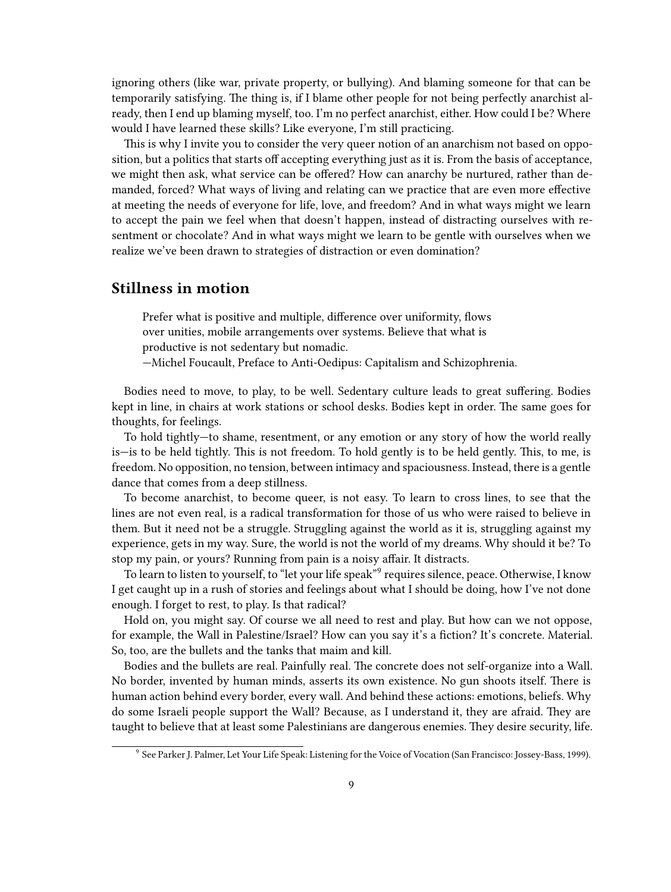ignoring others (like war, private property, or bullying). And blaming someone for that can be temporarily satisfying. The thing is, if I blame other people for not being perfectly anarchist already, then I end up blaming myself, too. I'm no perfect anarchist, either. How could I be? Where would I have learned these skills? Like everyone, I'm still practicing.

This is why I invite you to consider the very queer notion of an anarchism not based on opposition, but a politics that starts off accepting everything just as it is. From the basis of acceptance, we might then ask, what service can be offered? How can anarchy be nurtured, rather than demanded, forced? What ways of living and relating can we practice that are even more effective at meeting the needs of everyone for life, love, and freedom? And in what ways might we learn to accept the pain we feel when that doesn't happen, instead of distracting ourselves with resentment or chocolate? And in what ways might we learn to be gentle with ourselves when we realize we've been drawn to strategies of distraction or even domination?

## Stillness in motion

> Prefer what is positive and multiple, difference over uniformity, flows over unities, mobile arrangements over systems. Believe that what is productive is not sedentary but nomadic.
> —Michel Foucault, Preface to Anti-Oedipus: Capitalism and Schizophrenia.

Bodies need to move, to play, to be well. Sedentary culture leads to great suffering. Bodies kept in line, in chairs at work stations or school desks. Bodies kept in order. The same goes for thoughts, for feelings.

To hold tightly—to shame, resentment, or any emotion or any story of how the world really is—is to be held tightly. This is not freedom. To hold gently is to be held gently. This, to me, is freedom. No opposition, no tension, between intimacy and spaciousness. Instead, there is a gentle dance that comes from a deep stillness.

To become anarchist, to become queer, is not easy. To learn to cross lines, to see that the lines are not even real, is a radical transformation for those of us who were raised to believe in them. But it need not be a struggle. Struggling against the world as it is, struggling against my experience, gets in my way. Sure, the world is not the world of my dreams. Why should it be? To stop my pain, or yours? Running from pain is a noisy affair. It distracts.

To learn to listen to yourself, to "let your life speak"[9] requires silence, peace. Otherwise, I know I get caught up in a rush of stories and feelings about what I should be doing, how I've not done enough. I forget to rest, to play. Is that radical?

Hold on, you might say. Of course we all need to rest and play. But how can we not oppose, for example, the Wall in Palestine/Israel? How can you say it's a fiction? It's concrete. Material. So, too, are the bullets and the tanks that maim and kill.

Bodies and the bullets are real. Painfully real. The concrete does not self-organize into a Wall. No border, invented by human minds, asserts its own existence. No gun shoots itself. There is human action behind every border, every wall. And behind these actions: emotions, beliefs. Why do some Israeli people support the Wall? Because, as I understand it, they are afraid. They are taught to believe that at least some Palestinians are dangerous enemies. They desire security, life.

[9] See Parker J. Palmer, Let Your Life Speak: Listening for the Voice of Vocation (San Francisco: Jossey-Bass, 1999).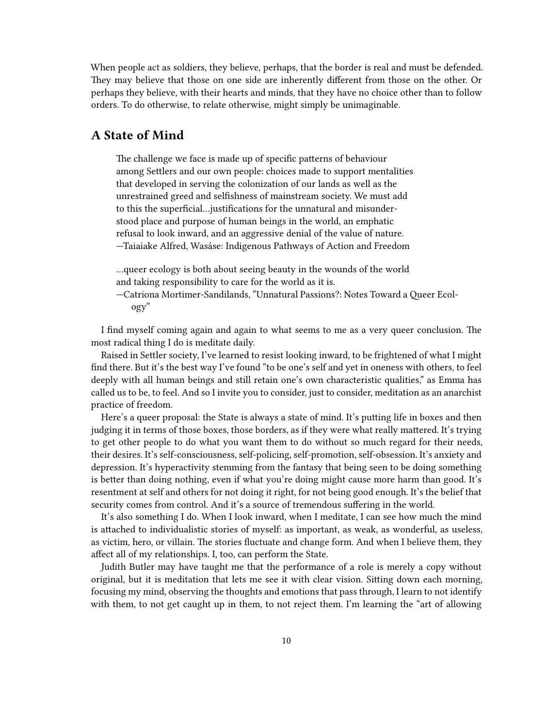When people act as soldiers, they believe, perhaps, that the border is real and must be defended. They may believe that those on one side are inherently different from those on the other. Or perhaps they believe, with their hearts and minds, that they have no choice other than to follow orders. To do otherwise, to relate otherwise, might simply be unimaginable.

## A State of Mind

> The challenge we face is made up of specific patterns of behaviour among Settlers and our own people: choices made to support mentalities that developed in serving the colonization of our lands as well as the unrestrained greed and selfishness of mainstream society. We must add to this the superficial…justifications for the unnatural and misunderstood place and purpose of human beings in the world, an emphatic refusal to look inward, and an aggressive denial of the value of nature.
> —Taiaiake Alfred, Wasáse: Indigenous Pathways of Action and Freedom

> …queer ecology is both about seeing beauty in the wounds of the world and taking responsibility to care for the world as it is.
> —Catriona Mortimer-Sandilands, "Unnatural Passions?: Notes Toward a Queer Ecology"

I find myself coming again and again to what seems to me as a very queer conclusion. The most radical thing I do is meditate daily.

Raised in Settler society, I've learned to resist looking inward, to be frightened of what I might find there. But it's the best way I've found "to be one's self and yet in oneness with others, to feel deeply with all human beings and still retain one's own characteristic qualities," as Emma has called us to be, to feel. And so I invite you to consider, just to consider, meditation as an anarchist practice of freedom.

Here's a queer proposal: the State is always a state of mind. It's putting life in boxes and then judging it in terms of those boxes, those borders, as if they were what really mattered. It's trying to get other people to do what you want them to do without so much regard for their needs, their desires. It's self-consciousness, self-policing, self-promotion, self-obsession. It's anxiety and depression. It's hyperactivity stemming from the fantasy that being seen to be doing something is better than doing nothing, even if what you're doing might cause more harm than good. It's resentment at self and others for not doing it right, for not being good enough. It's the belief that security comes from control. And it's a source of tremendous suffering in the world.

It's also something I do. When I look inward, when I meditate, I can see how much the mind is attached to individualistic stories of myself: as important, as weak, as wonderful, as useless, as victim, hero, or villain. The stories fluctuate and change form. And when I believe them, they affect all of my relationships. I, too, can perform the State.

Judith Butler may have taught me that the performance of a role is merely a copy without original, but it is meditation that lets me see it with clear vision. Sitting down each morning, focusing my mind, observing the thoughts and emotions that pass through, I learn to not identify with them, to not get caught up in them, to not reject them. I'm learning the "art of allowing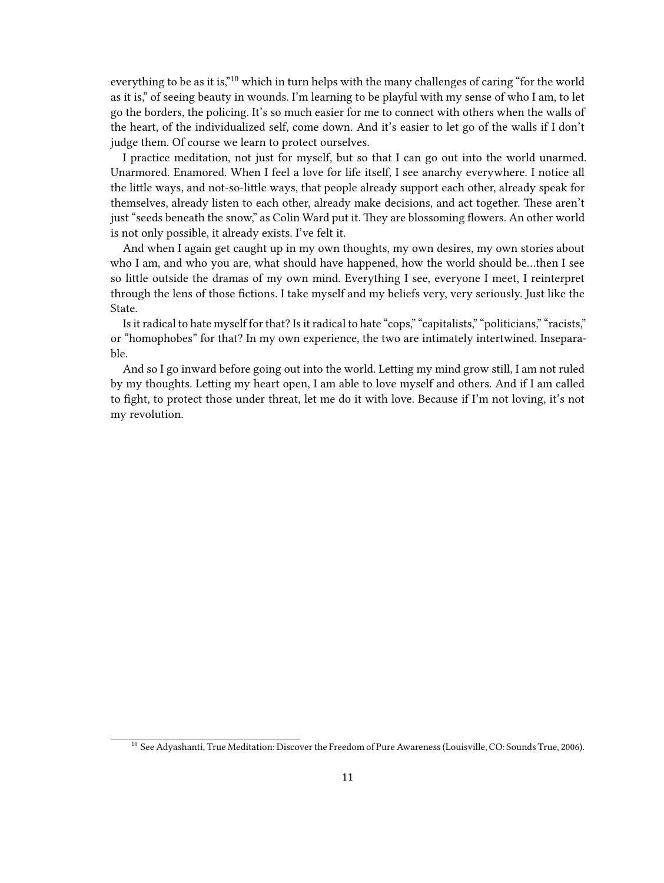everything to be as it is,"[10] which in turn helps with the many challenges of caring "for the world as it is," of seeing beauty in wounds. I'm learning to be playful with my sense of who I am, to let go the borders, the policing. It's so much easier for me to connect with others when the walls of the heart, of the individualized self, come down. And it's easier to let go of the walls if I don't judge them. Of course we learn to protect ourselves.

I practice meditation, not just for myself, but so that I can go out into the world unarmed. Unarmored. Enamored. When I feel a love for life itself, I see anarchy everywhere. I notice all the little ways, and not-so-little ways, that people already support each other, already speak for themselves, already listen to each other, already make decisions, and act together. These aren't just "seeds beneath the snow," as Colin Ward put it. They are blossoming flowers. An other world is not only possible, it already exists. I've felt it.

And when I again get caught up in my own thoughts, my own desires, my own stories about who I am, and who you are, what should have happened, how the world should be…then I see so little outside the dramas of my own mind. Everything I see, everyone I meet, I reinterpret through the lens of those fictions. I take myself and my beliefs very, very seriously. Just like the State.

Is it radical to hate myself for that? Is it radical to hate "cops," "capitalists," "politicians," "racists," or "homophobes" for that? In my own experience, the two are intimately intertwined. Inseparable.

And so I go inward before going out into the world. Letting my mind grow still, I am not ruled by my thoughts. Letting my heart open, I am able to love myself and others. And if I am called to fight, to protect those under threat, let me do it with love. Because if I'm not loving, it's not my revolution.

[10] See Adyashanti, True Meditation: Discover the Freedom of Pure Awareness (Louisville, CO: Sounds True, 2006).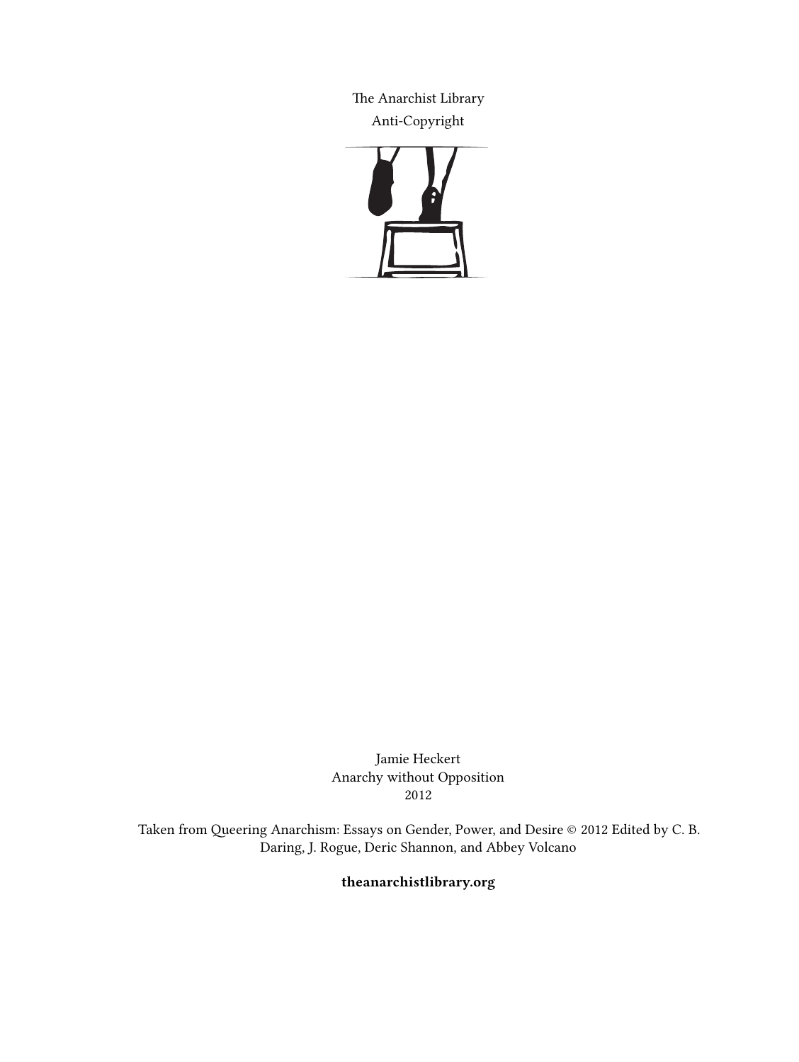The Anarchist Library
Anti-Copyright

Jamie Heckert
Anarchy without Opposition
2012

Taken from Queering Anarchism: Essays on Gender, Power, and Desire © 2012 Edited by C. B. Daring, J. Rogue, Deric Shannon, and Abbey Volcano

**theanarchistlibrary.org**